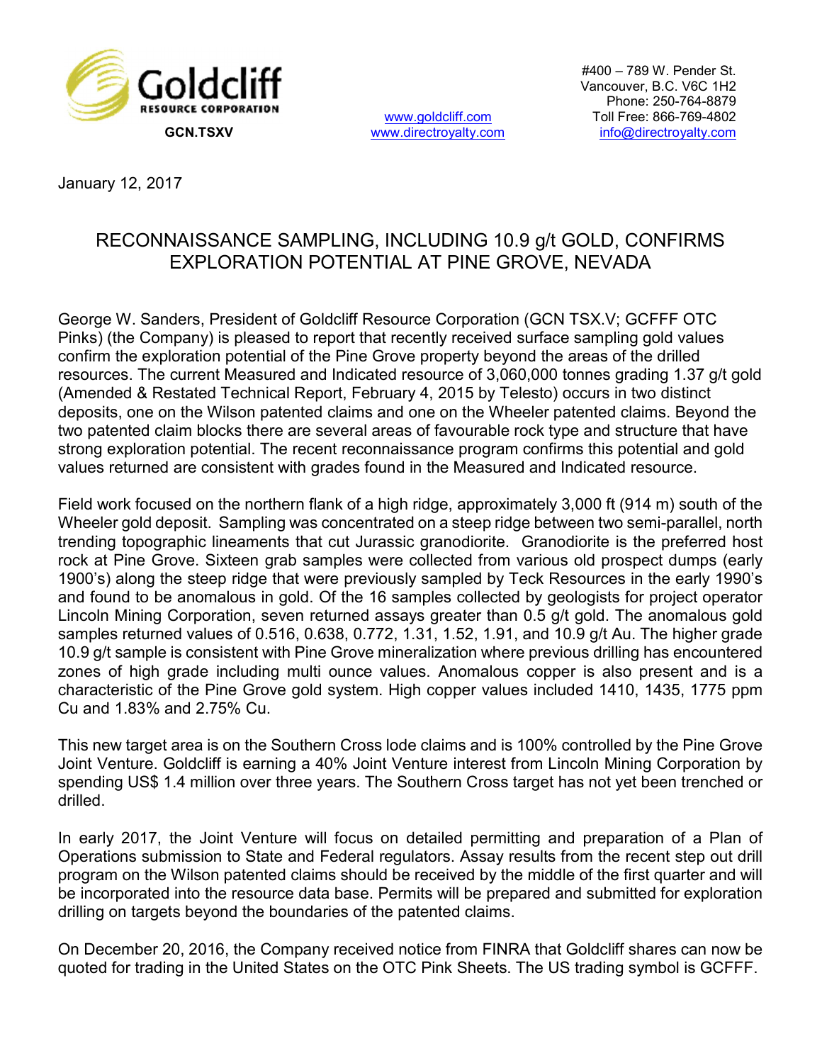**Goldcliff**
**RESOURCE CORPORATION**

**GCN.TSXV**

www.goldcliff.com
www.directroyalty.com

#400 – 789 W. Pender St.
Vancouver, B.C. V6C 1H2
Phone: 250-764-8879
Toll Free: 866-769-4802
info@directroyalty.com

January 12, 2017

# RECONNAISSANCE SAMPLING, INCLUDING 10.9 g/t GOLD, CONFIRMS EXPLORATION POTENTIAL AT PINE GROVE, NEVADA

George W. Sanders, President of Goldcliff Resource Corporation (GCN TSX.V; GCFFF OTC Pinks) (the Company) is pleased to report that recently received surface sampling gold values confirm the exploration potential of the Pine Grove property beyond the areas of the drilled resources. The current Measured and Indicated resource of 3,060,000 tonnes grading 1.37 g/t gold (Amended & Restated Technical Report, February 4, 2015 by Telesto) occurs in two distinct deposits, one on the Wilson patented claims and one on the Wheeler patented claims. Beyond the two patented claim blocks there are several areas of favourable rock type and structure that have strong exploration potential. The recent reconnaissance program confirms this potential and gold values returned are consistent with grades found in the Measured and Indicated resource.

Field work focused on the northern flank of a high ridge, approximately 3,000 ft (914 m) south of the Wheeler gold deposit. Sampling was concentrated on a steep ridge between two semi-parallel, north trending topographic lineaments that cut Jurassic granodiorite. Granodiorite is the preferred host rock at Pine Grove. Sixteen grab samples were collected from various old prospect dumps (early 1900's) along the steep ridge that were previously sampled by Teck Resources in the early 1990's and found to be anomalous in gold. Of the 16 samples collected by geologists for project operator Lincoln Mining Corporation, seven returned assays greater than 0.5 g/t gold. The anomalous gold samples returned values of 0.516, 0.638, 0.772, 1.31, 1.52, 1.91, and 10.9 g/t Au. The higher grade 10.9 g/t sample is consistent with Pine Grove mineralization where previous drilling has encountered zones of high grade including multi ounce values. Anomalous copper is also present and is a characteristic of the Pine Grove gold system. High copper values included 1410, 1435, 1775 ppm Cu and 1.83% and 2.75% Cu.

This new target area is on the Southern Cross lode claims and is 100% controlled by the Pine Grove Joint Venture. Goldcliff is earning a 40% Joint Venture interest from Lincoln Mining Corporation by spending US$ 1.4 million over three years. The Southern Cross target has not yet been trenched or drilled.

In early 2017, the Joint Venture will focus on detailed permitting and preparation of a Plan of Operations submission to State and Federal regulators. Assay results from the recent step out drill program on the Wilson patented claims should be received by the middle of the first quarter and will be incorporated into the resource data base. Permits will be prepared and submitted for exploration drilling on targets beyond the boundaries of the patented claims.

On December 20, 2016, the Company received notice from FINRA that Goldcliff shares can now be quoted for trading in the United States on the OTC Pink Sheets. The US trading symbol is GCFFF.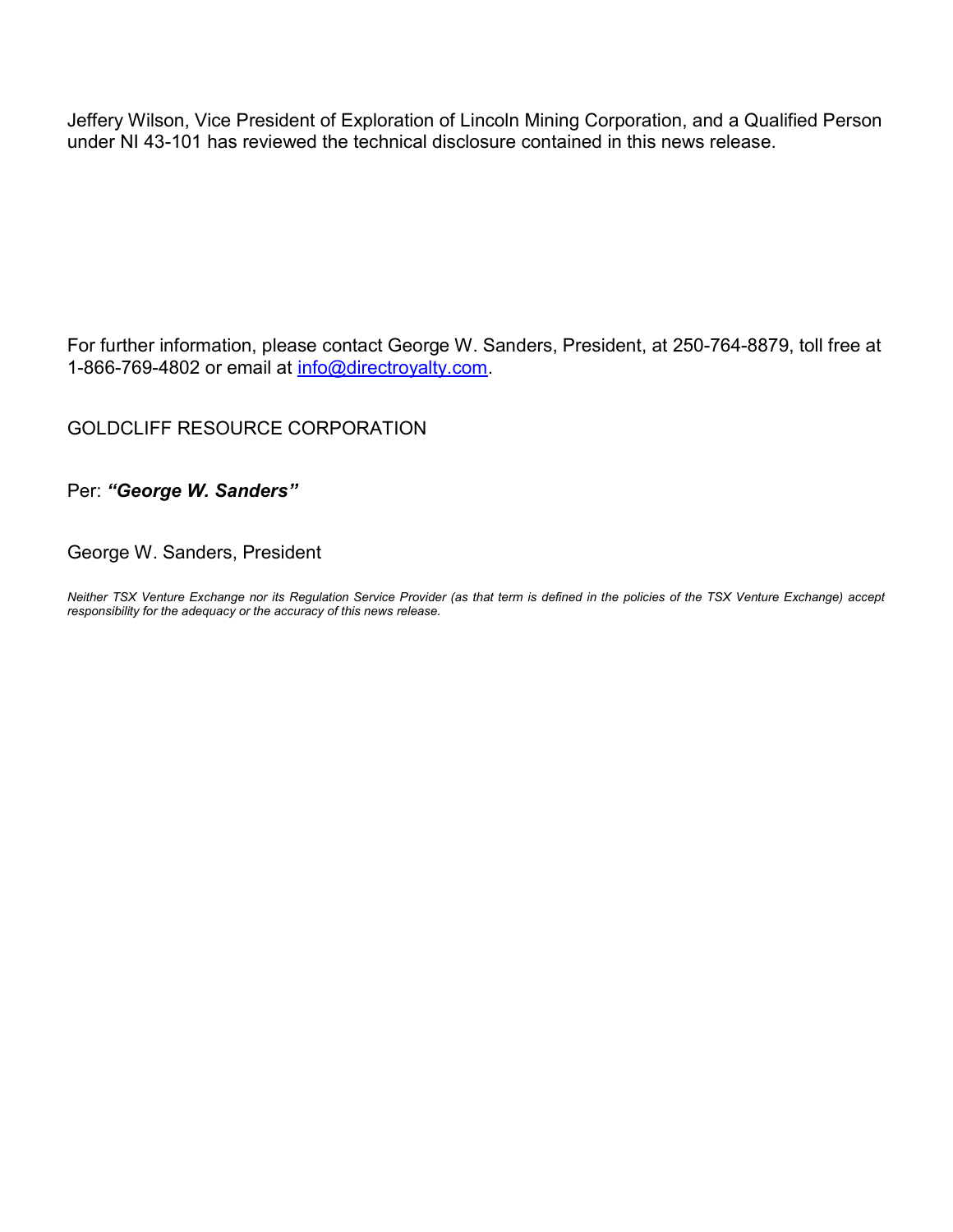Jeffery Wilson, Vice President of Exploration of Lincoln Mining Corporation, and a Qualified Person under NI 43-101 has reviewed the technical disclosure contained in this news release.

For further information, please contact George W. Sanders, President, at 250-764-8879, toll free at 1-866-769-4802 or email at info@directroyalty.com.

GOLDCLIFF RESOURCE CORPORATION

Per: ***"George W. Sanders"***

George W. Sanders, President

*Neither TSX Venture Exchange nor its Regulation Service Provider (as that term is defined in the policies of the TSX Venture Exchange) accept responsibility for the adequacy or the accuracy of this news release.*